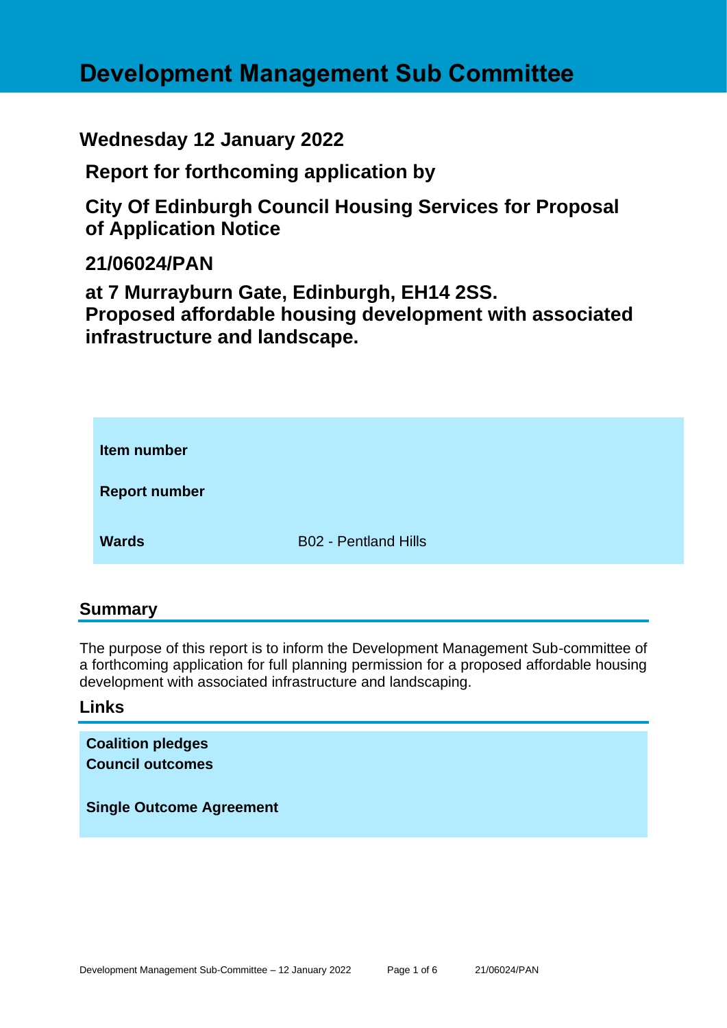# Development Management Sub Committee

## Wednesday 12 January 2022

## Report for forthcoming application by

## City Of Edinburgh Council Housing Services for Proposal of Application Notice

## 21/06024/PAN

## at 7 Murrayburn Gate, Edinburgh, EH14 2SS. Proposed affordable housing development with associated infrastructure and landscape.

| | |
|---|---|
| **Item number** | |
| **Report number** | |
| **Wards** | B02 - Pentland Hills |

## Summary

The purpose of this report is to inform the Development Management Sub-committee of a forthcoming application for full planning permission for a proposed affordable housing development with associated infrastructure and landscaping.

## Links

**Coalition pledges**
**Council outcomes**

**Single Outcome Agreement**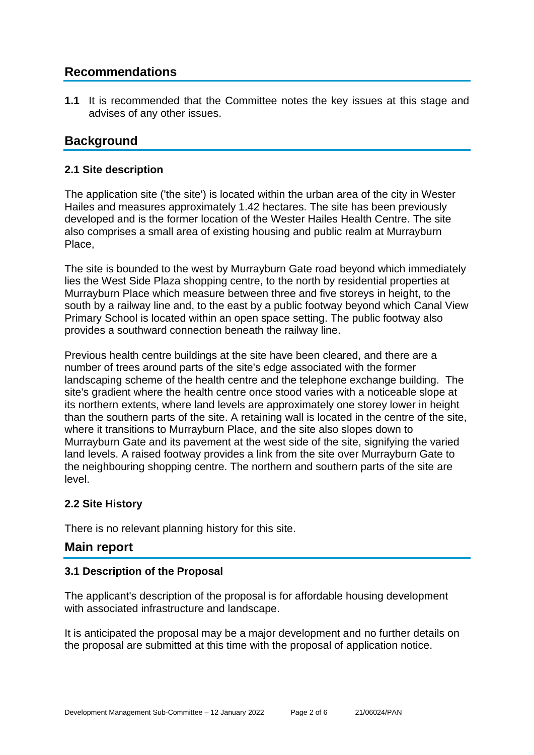## Recommendations

**1.1** It is recommended that the Committee notes the key issues at this stage and advises of any other issues.

## Background

### 2.1 Site description

The application site ('the site') is located within the urban area of the city in Wester Hailes and measures approximately 1.42 hectares. The site has been previously developed and is the former location of the Wester Hailes Health Centre. The site also comprises a small area of existing housing and public realm at Murrayburn Place,

The site is bounded to the west by Murrayburn Gate road beyond which immediately lies the West Side Plaza shopping centre, to the north by residential properties at Murrayburn Place which measure between three and five storeys in height, to the south by a railway line and, to the east by a public footway beyond which Canal View Primary School is located within an open space setting. The public footway also provides a southward connection beneath the railway line.

Previous health centre buildings at the site have been cleared, and there are a number of trees around parts of the site's edge associated with the former landscaping scheme of the health centre and the telephone exchange building. The site's gradient where the health centre once stood varies with a noticeable slope at its northern extents, where land levels are approximately one storey lower in height than the southern parts of the site. A retaining wall is located in the centre of the site, where it transitions to Murrayburn Place, and the site also slopes down to Murrayburn Gate and its pavement at the west side of the site, signifying the varied land levels. A raised footway provides a link from the site over Murrayburn Gate to the neighbouring shopping centre. The northern and southern parts of the site are level.

### 2.2 Site History

There is no relevant planning history for this site.

## Main report

### 3.1 Description of the Proposal

The applicant's description of the proposal is for affordable housing development with associated infrastructure and landscape.

It is anticipated the proposal may be a major development and no further details on the proposal are submitted at this time with the proposal of application notice.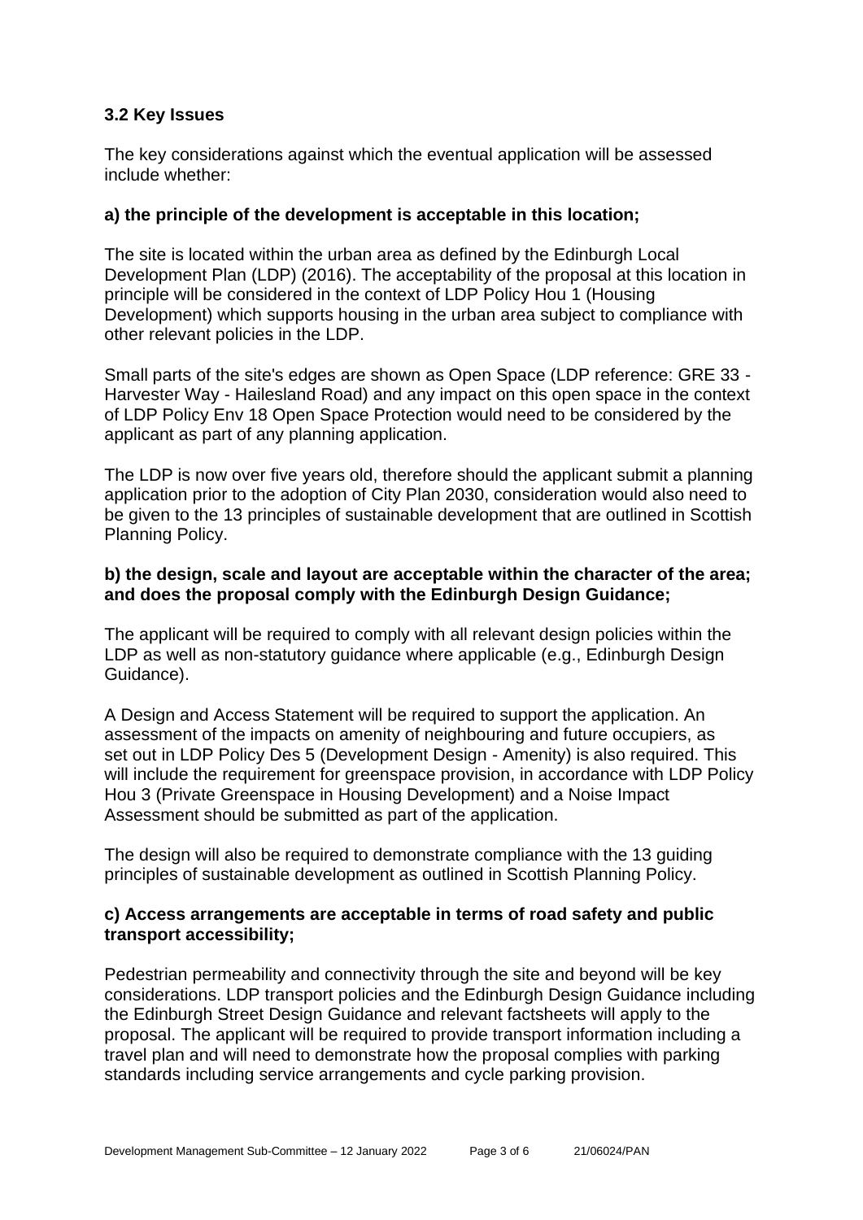### 3.2 Key Issues

The key considerations against which the eventual application will be assessed include whether:

**a) the principle of the development is acceptable in this location;**

The site is located within the urban area as defined by the Edinburgh Local Development Plan (LDP) (2016). The acceptability of the proposal at this location in principle will be considered in the context of LDP Policy Hou 1 (Housing Development) which supports housing in the urban area subject to compliance with other relevant policies in the LDP.

Small parts of the site's edges are shown as Open Space (LDP reference: GRE 33 - Harvester Way - Hailesland Road) and any impact on this open space in the context of LDP Policy Env 18 Open Space Protection would need to be considered by the applicant as part of any planning application.

The LDP is now over five years old, therefore should the applicant submit a planning application prior to the adoption of City Plan 2030, consideration would also need to be given to the 13 principles of sustainable development that are outlined in Scottish Planning Policy.

**b) the design, scale and layout are acceptable within the character of the area; and does the proposal comply with the Edinburgh Design Guidance;**

The applicant will be required to comply with all relevant design policies within the LDP as well as non-statutory guidance where applicable (e.g., Edinburgh Design Guidance).

A Design and Access Statement will be required to support the application. An assessment of the impacts on amenity of neighbouring and future occupiers, as set out in LDP Policy Des 5 (Development Design - Amenity) is also required. This will include the requirement for greenspace provision, in accordance with LDP Policy Hou 3 (Private Greenspace in Housing Development) and a Noise Impact Assessment should be submitted as part of the application.

The design will also be required to demonstrate compliance with the 13 guiding principles of sustainable development as outlined in Scottish Planning Policy.

**c) Access arrangements are acceptable in terms of road safety and public transport accessibility;**

Pedestrian permeability and connectivity through the site and beyond will be key considerations. LDP transport policies and the Edinburgh Design Guidance including the Edinburgh Street Design Guidance and relevant factsheets will apply to the proposal. The applicant will be required to provide transport information including a travel plan and will need to demonstrate how the proposal complies with parking standards including service arrangements and cycle parking provision.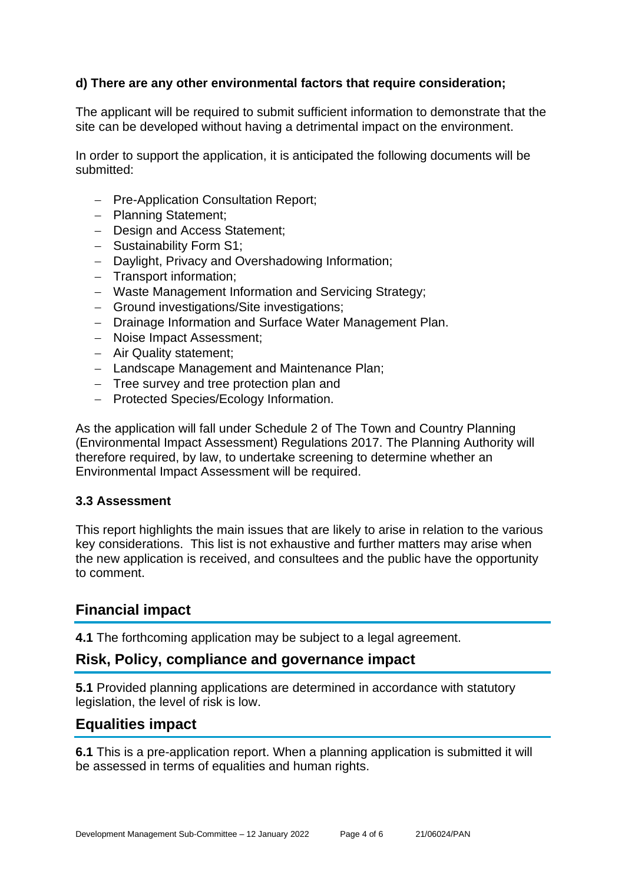**d) There are any other environmental factors that require consideration;**

The applicant will be required to submit sufficient information to demonstrate that the site can be developed without having a detrimental impact on the environment.

In order to support the application, it is anticipated the following documents will be submitted:

- Pre-Application Consultation Report;
- Planning Statement;
- Design and Access Statement;
- Sustainability Form S1;
- Daylight, Privacy and Overshadowing Information;
- Transport information;
- Waste Management Information and Servicing Strategy;
- Ground investigations/Site investigations;
- Drainage Information and Surface Water Management Plan.
- Noise Impact Assessment;
- Air Quality statement;
- Landscape Management and Maintenance Plan;
- Tree survey and tree protection plan and
- Protected Species/Ecology Information.

As the application will fall under Schedule 2 of The Town and Country Planning (Environmental Impact Assessment) Regulations 2017. The Planning Authority will therefore required, by law, to undertake screening to determine whether an Environmental Impact Assessment will be required.

**3.3 Assessment**

This report highlights the main issues that are likely to arise in relation to the various key considerations. This list is not exhaustive and further matters may arise when the new application is received, and consultees and the public have the opportunity to comment.

## Financial impact

**4.1** The forthcoming application may be subject to a legal agreement.

## Risk, Policy, compliance and governance impact

**5.1** Provided planning applications are determined in accordance with statutory legislation, the level of risk is low.

## Equalities impact

**6.1** This is a pre-application report. When a planning application is submitted it will be assessed in terms of equalities and human rights.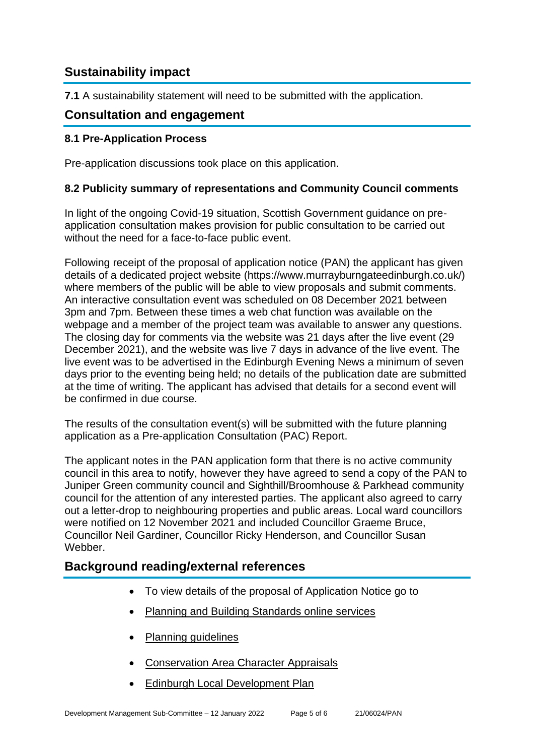## Sustainability impact

**7.1** A sustainability statement will need to be submitted with the application.

## Consultation and engagement

### 8.1 Pre-Application Process

Pre-application discussions took place on this application.

### 8.2 Publicity summary of representations and Community Council comments

In light of the ongoing Covid-19 situation, Scottish Government guidance on pre-application consultation makes provision for public consultation to be carried out without the need for a face-to-face public event.

Following receipt of the proposal of application notice (PAN) the applicant has given details of a dedicated project website (https://www.murrayburngateedinburgh.co.uk/) where members of the public will be able to view proposals and submit comments. An interactive consultation event was scheduled on 08 December 2021 between 3pm and 7pm. Between these times a web chat function was available on the webpage and a member of the project team was available to answer any questions. The closing day for comments via the website was 21 days after the live event (29 December 2021), and the website was live 7 days in advance of the live event. The live event was to be advertised in the Edinburgh Evening News a minimum of seven days prior to the eventing being held; no details of the publication date are submitted at the time of writing. The applicant has advised that details for a second event will be confirmed in due course.

The results of the consultation event(s) will be submitted with the future planning application as a Pre-application Consultation (PAC) Report.

The applicant notes in the PAN application form that there is no active community council in this area to notify, however they have agreed to send a copy of the PAN to Juniper Green community council and Sighthill/Broomhouse & Parkhead community council for the attention of any interested parties. The applicant also agreed to carry out a letter-drop to neighbouring properties and public areas. Local ward councillors were notified on 12 November 2021 and included Councillor Graeme Bruce, Councillor Neil Gardiner, Councillor Ricky Henderson, and Councillor Susan Webber.

## Background reading/external references

- To view details of the proposal of Application Notice go to
- Planning and Building Standards online services
- Planning guidelines
- Conservation Area Character Appraisals
- Edinburgh Local Development Plan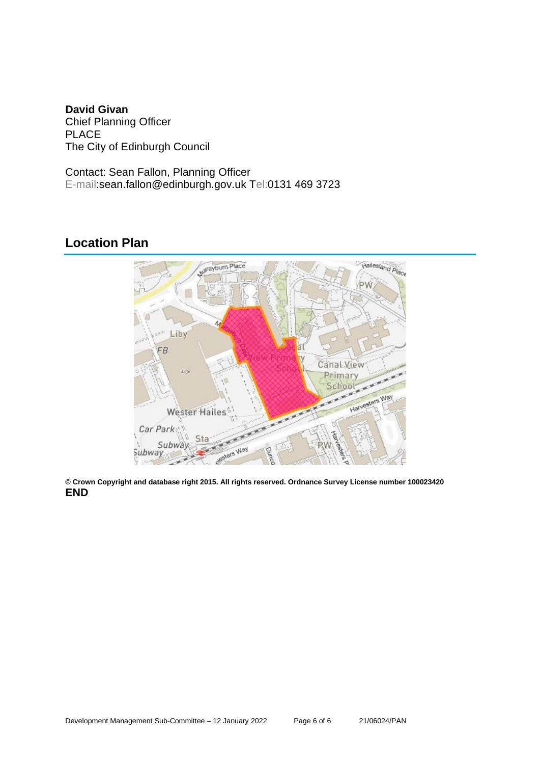**David Givan**
Chief Planning Officer
PLACE
The City of Edinburgh Council

Contact: Sean Fallon, Planning Officer
E-mail:sean.fallon@edinburgh.gov.uk Tel:0131 469 3723

## Location Plan

**© Crown Copyright and database right 2015. All rights reserved. Ordnance Survey License number 100023420**
**END**